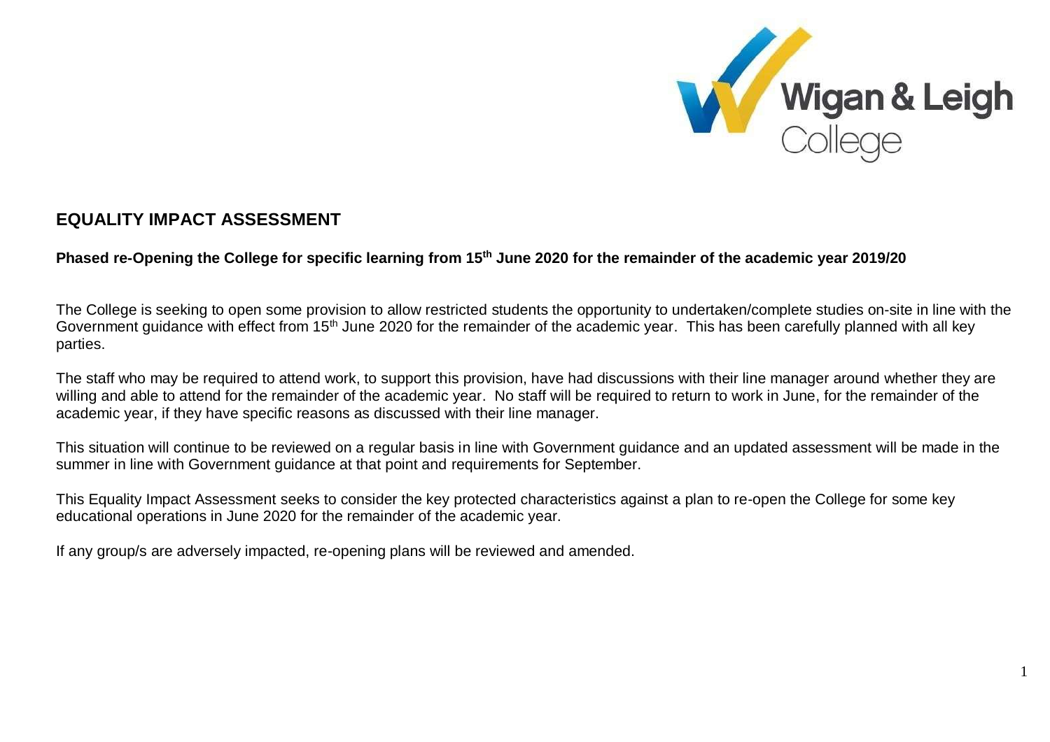# EQUALITY IMPACT ASSESSMENT

**Phased re-Opening the College for specific learning from 15th June 2020 for the remainder of the academic year 2019/20**

The College is seeking to open some provision to allow restricted students the opportunity to undertaken/complete studies on-site in line with the Government guidance with effect from 15th June 2020 for the remainder of the academic year. This has been carefully planned with all key parties.

The staff who may be required to attend work, to support this provision, have had discussions with their line manager around whether they are willing and able to attend for the remainder of the academic year. No staff will be required to return to work in June, for the remainder of the academic year, if they have specific reasons as discussed with their line manager.

This situation will continue to be reviewed on a regular basis in line with Government guidance and an updated assessment will be made in the summer in line with Government guidance at that point and requirements for September.

This Equality Impact Assessment seeks to consider the key protected characteristics against a plan to re-open the College for some key educational operations in June 2020 for the remainder of the academic year.

If any group/s are adversely impacted, re-opening plans will be reviewed and amended.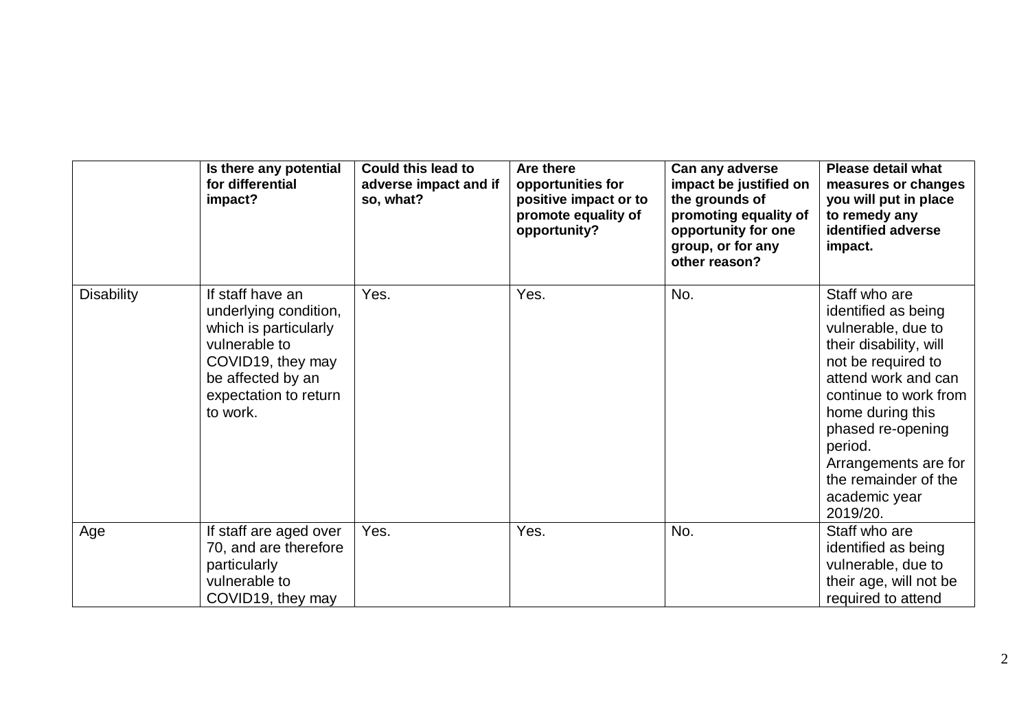| | Is there any potential for differential impact? | Could this lead to adverse impact and if so, what? | Are there opportunities for positive impact or to promote equality of opportunity? | Can any adverse impact be justified on the grounds of promoting equality of opportunity for one group, or for any other reason? | Please detail what measures or changes you will put in place to remedy any identified adverse impact. |
|---|---|---|---|---|---|
| Disability | If staff have an underlying condition, which is particularly vulnerable to COVID19, they may be affected by an expectation to return to work. | Yes. | Yes. | No. | Staff who are identified as being vulnerable, due to their disability, will not be required to attend work and can continue to work from home during this phased re-opening period. Arrangements are for the remainder of the academic year 2019/20. |
| Age | If staff are aged over 70, and are therefore particularly vulnerable to COVID19, they may | Yes. | Yes. | No. | Staff who are identified as being vulnerable, due to their age, will not be required to attend |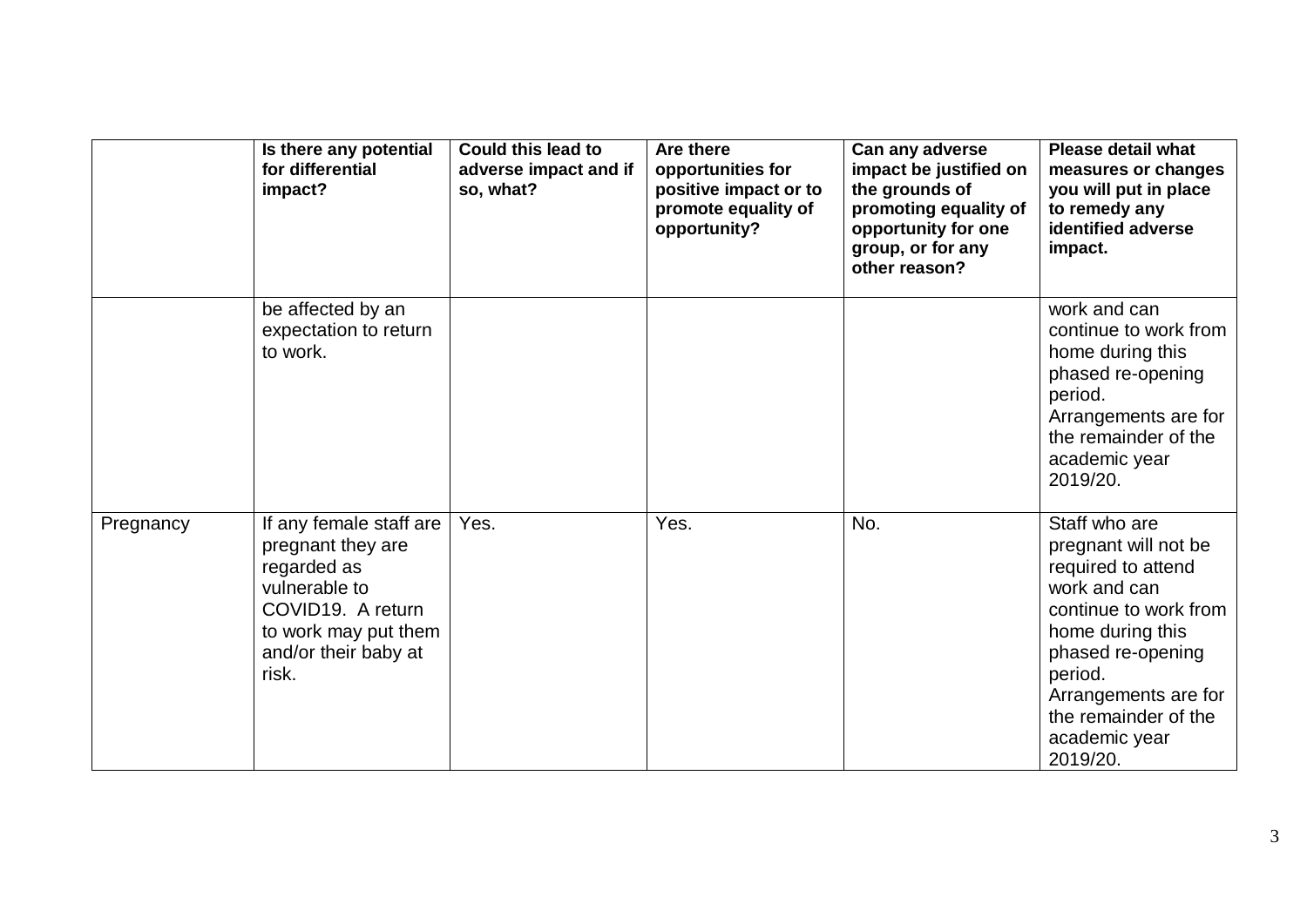| | Is there any potential for differential impact? | Could this lead to adverse impact and if so, what? | Are there opportunities for positive impact or to promote equality of opportunity? | Can any adverse impact be justified on the grounds of promoting equality of opportunity for one group, or for any other reason? | Please detail what measures or changes you will put in place to remedy any identified adverse impact. |
|---|---|---|---|---|---|
| | be affected by an expectation to return to work. | | | | work and can continue to work from home during this phased re-opening period. Arrangements are for the remainder of the academic year 2019/20. |
| Pregnancy | If any female staff are pregnant they are regarded as vulnerable to COVID19. A return to work may put them and/or their baby at risk. | Yes. | Yes. | No. | Staff who are pregnant will not be required to attend work and can continue to work from home during this phased re-opening period. Arrangements are for the remainder of the academic year 2019/20. |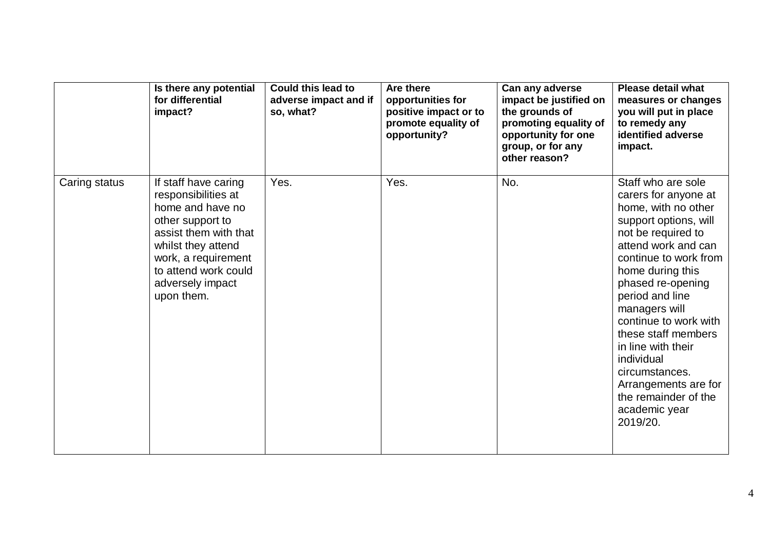| | Is there any potential for differential impact? | Could this lead to adverse impact and if so, what? | Are there opportunities for positive impact or to promote equality of opportunity? | Can any adverse impact be justified on the grounds of promoting equality of opportunity for one group, or for any other reason? | Please detail what measures or changes you will put in place to remedy any identified adverse impact. |
|---|---|---|---|---|---|
| Caring status | If staff have caring responsibilities at home and have no other support to assist them with that whilst they attend work, a requirement to attend work could adversely impact upon them. | Yes. | Yes. | No. | Staff who are sole carers for anyone at home, with no other support options, will not be required to attend work and can continue to work from home during this phased re-opening period and line managers will continue to work with these staff members in line with their individual circumstances. Arrangements are for the remainder of the academic year 2019/20. |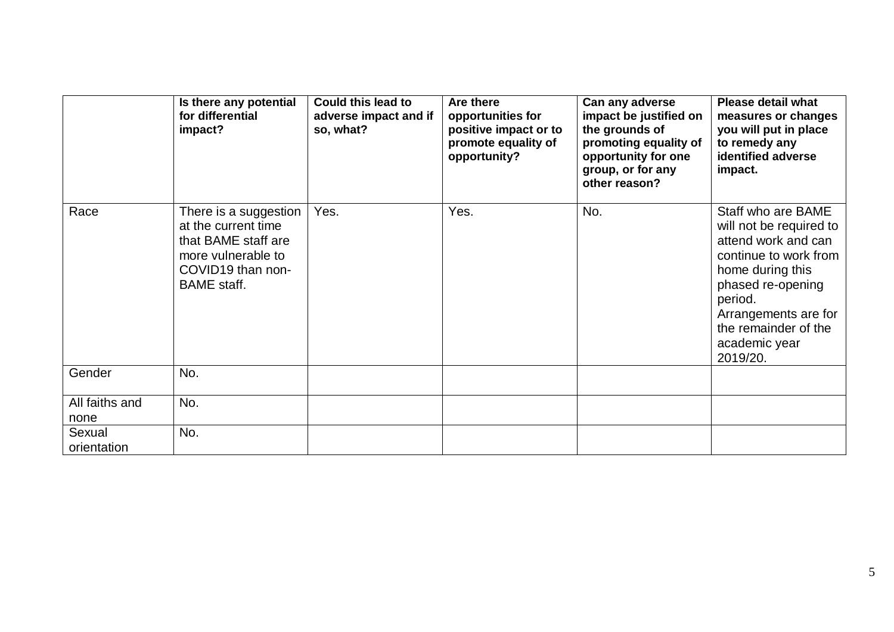| | Is there any potential for differential impact? | Could this lead to adverse impact and if so, what? | Are there opportunities for positive impact or to promote equality of opportunity? | Can any adverse impact be justified on the grounds of promoting equality of opportunity for one group, or for any other reason? | Please detail what measures or changes you will put in place to remedy any identified adverse impact. |
|---|---|---|---|---|---|
| Race | There is a suggestion at the current time that BAME staff are more vulnerable to COVID19 than non-BAME staff. | Yes. | Yes. | No. | Staff who are BAME will not be required to attend work and can continue to work from home during this phased re-opening period. Arrangements are for the remainder of the academic year 2019/20. |
| Gender | No. | | | | |
| All faiths and none | No. | | | | |
| Sexual orientation | No. | | | | |